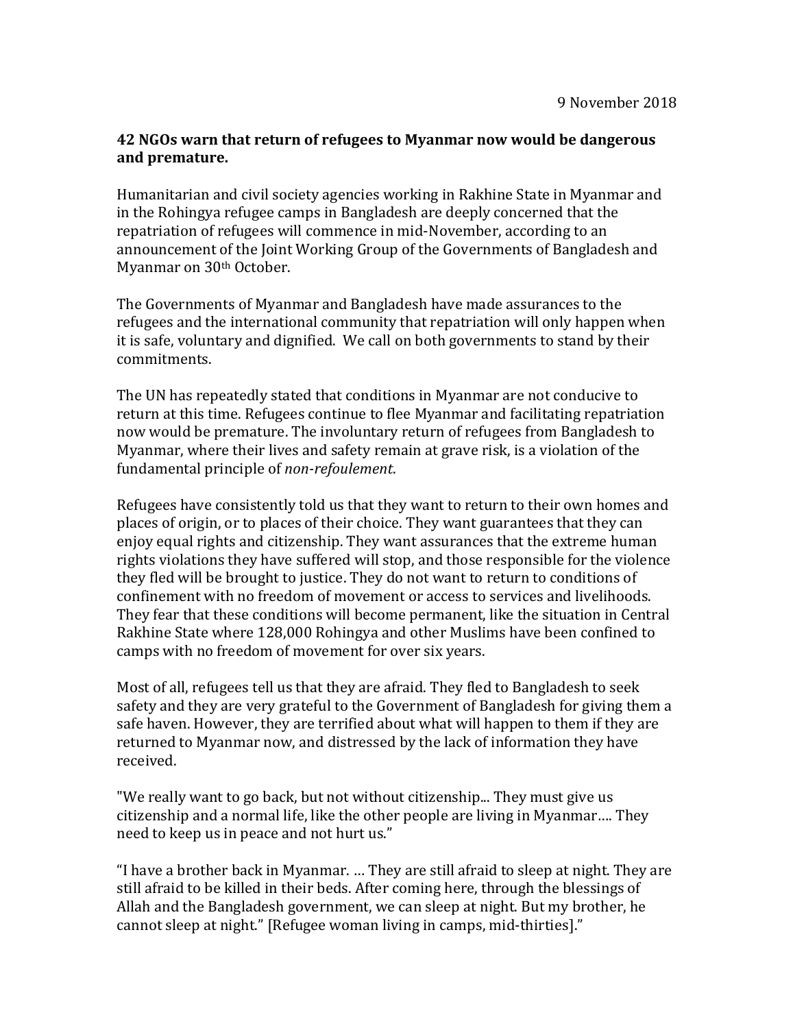9 November 2018

**42 NGOs warn that return of refugees to Myanmar now would be dangerous and premature.**

Humanitarian and civil society agencies working in Rakhine State in Myanmar and in the Rohingya refugee camps in Bangladesh are deeply concerned that the repatriation of refugees will commence in mid-November, according to an announcement of the Joint Working Group of the Governments of Bangladesh and Myanmar on 30th October.

The Governments of Myanmar and Bangladesh have made assurances to the refugees and the international community that repatriation will only happen when it is safe, voluntary and dignified. We call on both governments to stand by their commitments.

The UN has repeatedly stated that conditions in Myanmar are not conducive to return at this time. Refugees continue to flee Myanmar and facilitating repatriation now would be premature. The involuntary return of refugees from Bangladesh to Myanmar, where their lives and safety remain at grave risk, is a violation of the fundamental principle of *non-refoulement*.

Refugees have consistently told us that they want to return to their own homes and places of origin, or to places of their choice. They want guarantees that they can enjoy equal rights and citizenship. They want assurances that the extreme human rights violations they have suffered will stop, and those responsible for the violence they fled will be brought to justice. They do not want to return to conditions of confinement with no freedom of movement or access to services and livelihoods. They fear that these conditions will become permanent, like the situation in Central Rakhine State where 128,000 Rohingya and other Muslims have been confined to camps with no freedom of movement for over six years.

Most of all, refugees tell us that they are afraid. They fled to Bangladesh to seek safety and they are very grateful to the Government of Bangladesh for giving them a safe haven. However, they are terrified about what will happen to them if they are returned to Myanmar now, and distressed by the lack of information they have received.

"We really want to go back, but not without citizenship... They must give us citizenship and a normal life, like the other people are living in Myanmar…. They need to keep us in peace and not hurt us."

"I have a brother back in Myanmar. … They are still afraid to sleep at night. They are still afraid to be killed in their beds. After coming here, through the blessings of Allah and the Bangladesh government, we can sleep at night. But my brother, he cannot sleep at night." [Refugee woman living in camps, mid-thirties]."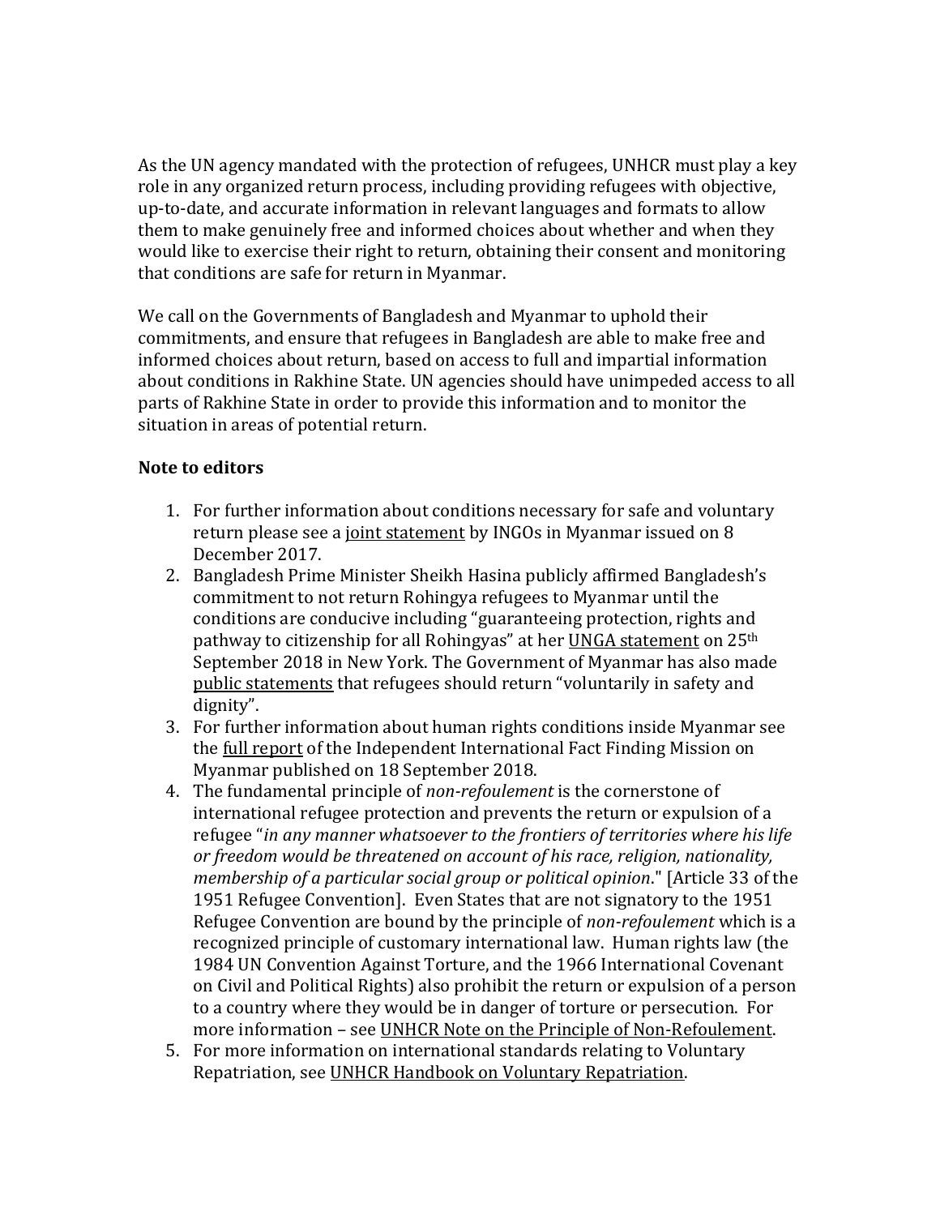As the UN agency mandated with the protection of refugees, UNHCR must play a key role in any organized return process, including providing refugees with objective, up-to-date, and accurate information in relevant languages and formats to allow them to make genuinely free and informed choices about whether and when they would like to exercise their right to return, obtaining their consent and monitoring that conditions are safe for return in Myanmar.

We call on the Governments of Bangladesh and Myanmar to uphold their commitments, and ensure that refugees in Bangladesh are able to make free and informed choices about return, based on access to full and impartial information about conditions in Rakhine State. UN agencies should have unimpeded access to all parts of Rakhine State in order to provide this information and to monitor the situation in areas of potential return.

**Note to editors**

1. For further information about conditions necessary for safe and voluntary return please see a joint statement by INGOs in Myanmar issued on 8 December 2017.
2. Bangladesh Prime Minister Sheikh Hasina publicly affirmed Bangladesh's commitment to not return Rohingya refugees to Myanmar until the conditions are conducive including "guaranteeing protection, rights and pathway to citizenship for all Rohingyas" at her UNGA statement on 25th September 2018 in New York. The Government of Myanmar has also made public statements that refugees should return "voluntarily in safety and dignity".
3. For further information about human rights conditions inside Myanmar see the full report of the Independent International Fact Finding Mission on Myanmar published on 18 September 2018.
4. The fundamental principle of *non-refoulement* is the cornerstone of international refugee protection and prevents the return or expulsion of a refugee "*in any manner whatsoever to the frontiers of territories where his life or freedom would be threatened on account of his race, religion, nationality, membership of a particular social group or political opinion*." [Article 33 of the 1951 Refugee Convention]. Even States that are not signatory to the 1951 Refugee Convention are bound by the principle of *non-refoulement* which is a recognized principle of customary international law. Human rights law (the 1984 UN Convention Against Torture, and the 1966 International Covenant on Civil and Political Rights) also prohibit the return or expulsion of a person to a country where they would be in danger of torture or persecution. For more information – see UNHCR Note on the Principle of Non-Refoulement.
5. For more information on international standards relating to Voluntary Repatriation, see UNHCR Handbook on Voluntary Repatriation.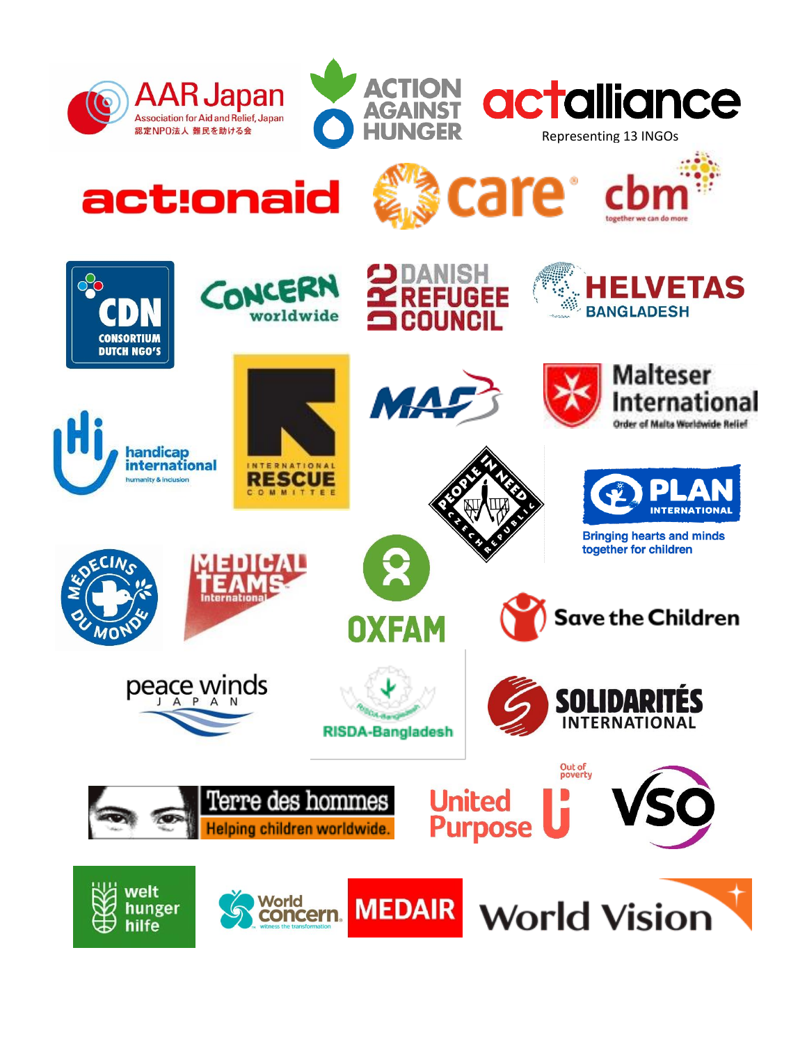AAR Japan
Association for Aid and Relief, Japan
認定NPO法人 難民を助ける会

ACTION AGAINST HUNGER

actalliance
Representing 13 INGOs

actionaid

care

cbm
together we can do more

CDN
CONSORTIUM DUTCH NGO'S

CONCERN worldwide

DRC DANISH REFUGEE COUNCIL

HELVETAS BANGLADESH

Malteser International
Order of Malta Worldwide Relief

handicap international
humanity & inclusion

INTERNATIONAL RESCUE COMMITTEE

MAF

PEOPLE IN NEED CZECH REPUBLIC

PLAN INTERNATIONAL
Bringing hearts and minds together for children

MÉDECINS DU MONDE

MEDICAL TEAMS International

OXFAM

Save the Children

peace winds JAPAN

RISDA-Bangladesh

SOLIDARITÉS INTERNATIONAL

Terre des hommes
Helping children worldwide.

United Purpose
Out of poverty

VSO

welt hunger hilfe

World concern
witness the transformation

MEDAIR

World Vision